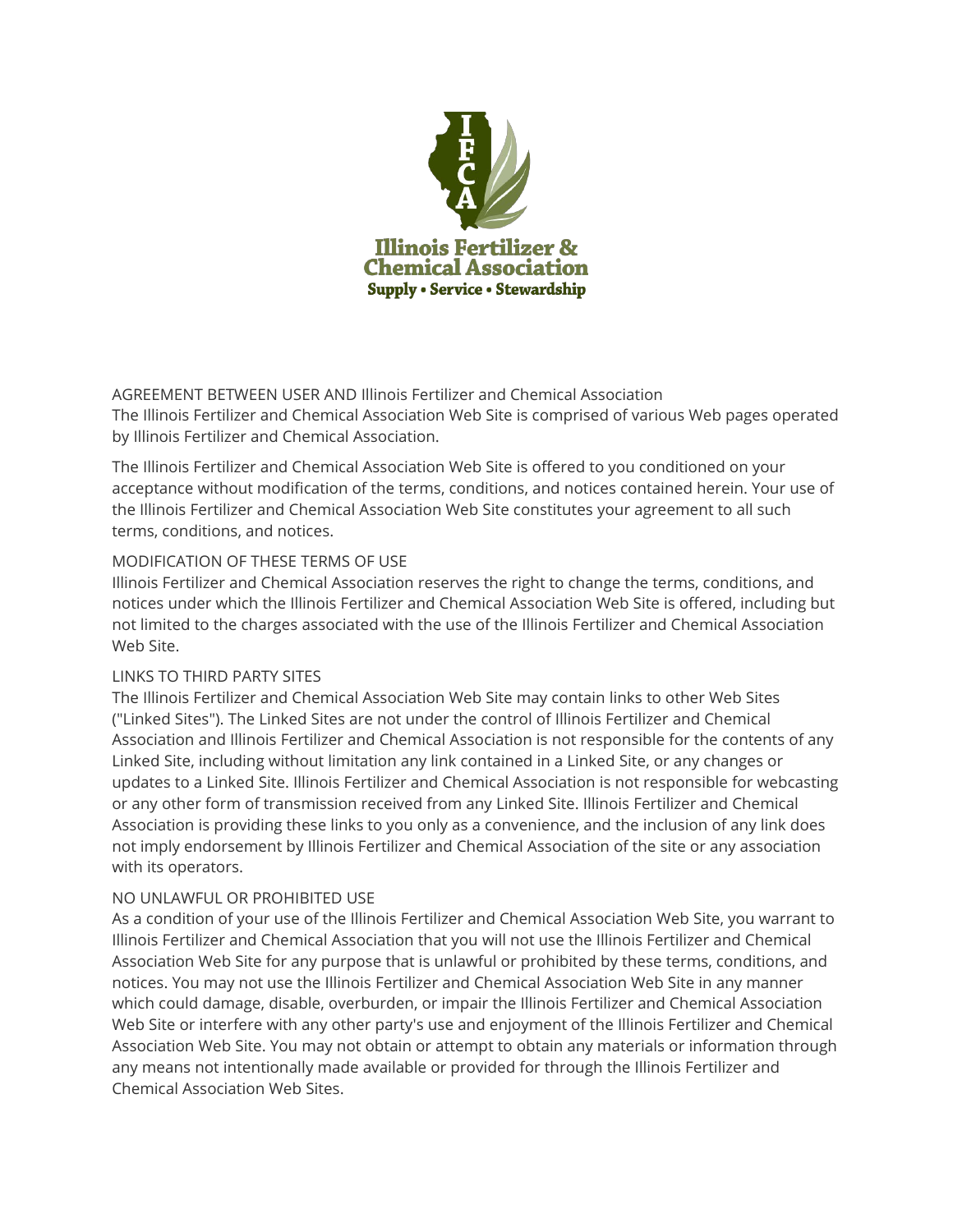Illinois Fertilizer & Chemical Association

Supply • Service • Stewardship

AGREEMENT BETWEEN USER AND Illinois Fertilizer and Chemical Association

The Illinois Fertilizer and Chemical Association Web Site is comprised of various Web pages operated by Illinois Fertilizer and Chemical Association.

The Illinois Fertilizer and Chemical Association Web Site is offered to you conditioned on your acceptance without modification of the terms, conditions, and notices contained herein. Your use of the Illinois Fertilizer and Chemical Association Web Site constitutes your agreement to all such terms, conditions, and notices.

MODIFICATION OF THESE TERMS OF USE

Illinois Fertilizer and Chemical Association reserves the right to change the terms, conditions, and notices under which the Illinois Fertilizer and Chemical Association Web Site is offered, including but not limited to the charges associated with the use of the Illinois Fertilizer and Chemical Association Web Site.

LINKS TO THIRD PARTY SITES

The Illinois Fertilizer and Chemical Association Web Site may contain links to other Web Sites ("Linked Sites"). The Linked Sites are not under the control of Illinois Fertilizer and Chemical Association and Illinois Fertilizer and Chemical Association is not responsible for the contents of any Linked Site, including without limitation any link contained in a Linked Site, or any changes or updates to a Linked Site. Illinois Fertilizer and Chemical Association is not responsible for webcasting or any other form of transmission received from any Linked Site. Illinois Fertilizer and Chemical Association is providing these links to you only as a convenience, and the inclusion of any link does not imply endorsement by Illinois Fertilizer and Chemical Association of the site or any association with its operators.

NO UNLAWFUL OR PROHIBITED USE

As a condition of your use of the Illinois Fertilizer and Chemical Association Web Site, you warrant to Illinois Fertilizer and Chemical Association that you will not use the Illinois Fertilizer and Chemical Association Web Site for any purpose that is unlawful or prohibited by these terms, conditions, and notices. You may not use the Illinois Fertilizer and Chemical Association Web Site in any manner which could damage, disable, overburden, or impair the Illinois Fertilizer and Chemical Association Web Site or interfere with any other party's use and enjoyment of the Illinois Fertilizer and Chemical Association Web Site. You may not obtain or attempt to obtain any materials or information through any means not intentionally made available or provided for through the Illinois Fertilizer and Chemical Association Web Sites.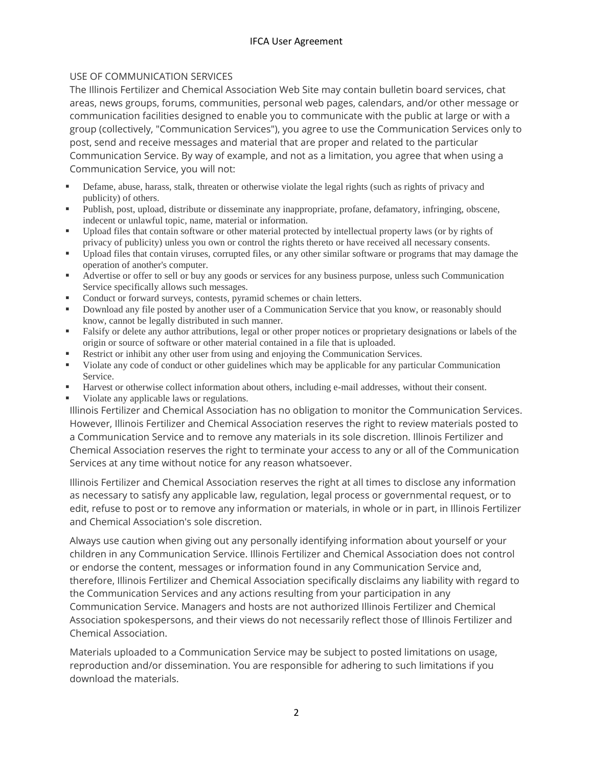## USE OF COMMUNICATION SERVICES

The Illinois Fertilizer and Chemical Association Web Site may contain bulletin board services, chat areas, news groups, forums, communities, personal web pages, calendars, and/or other message or communication facilities designed to enable you to communicate with the public at large or with a group (collectively, "Communication Services"), you agree to use the Communication Services only to post, send and receive messages and material that are proper and related to the particular Communication Service. By way of example, and not as a limitation, you agree that when using a Communication Service, you will not:

- Defame, abuse, harass, stalk, threaten or otherwise violate the legal rights (such as rights of privacy and publicity) of others.
- Publish, post, upload, distribute or disseminate any inappropriate, profane, defamatory, infringing, obscene, indecent or unlawful topic, name, material or information.
- Upload files that contain software or other material protected by intellectual property laws (or by rights of privacy of publicity) unless you own or control the rights thereto or have received all necessary consents.
- Upload files that contain viruses, corrupted files, or any other similar software or programs that may damage the operation of another's computer.
- Advertise or offer to sell or buy any goods or services for any business purpose, unless such Communication Service specifically allows such messages.
- Conduct or forward surveys, contests, pyramid schemes or chain letters.
- Download any file posted by another user of a Communication Service that you know, or reasonably should know, cannot be legally distributed in such manner.
- Falsify or delete any author attributions, legal or other proper notices or proprietary designations or labels of the origin or source of software or other material contained in a file that is uploaded.
- Restrict or inhibit any other user from using and enjoying the Communication Services.
- Violate any code of conduct or other guidelines which may be applicable for any particular Communication Service.
- Harvest or otherwise collect information about others, including e-mail addresses, without their consent.
- Violate any applicable laws or regulations.

Illinois Fertilizer and Chemical Association has no obligation to monitor the Communication Services. However, Illinois Fertilizer and Chemical Association reserves the right to review materials posted to a Communication Service and to remove any materials in its sole discretion. Illinois Fertilizer and Chemical Association reserves the right to terminate your access to any or all of the Communication Services at any time without notice for any reason whatsoever.

Illinois Fertilizer and Chemical Association reserves the right at all times to disclose any information as necessary to satisfy any applicable law, regulation, legal process or governmental request, or to edit, refuse to post or to remove any information or materials, in whole or in part, in Illinois Fertilizer and Chemical Association's sole discretion.

Always use caution when giving out any personally identifying information about yourself or your children in any Communication Service. Illinois Fertilizer and Chemical Association does not control or endorse the content, messages or information found in any Communication Service and, therefore, Illinois Fertilizer and Chemical Association specifically disclaims any liability with regard to the Communication Services and any actions resulting from your participation in any Communication Service. Managers and hosts are not authorized Illinois Fertilizer and Chemical Association spokespersons, and their views do not necessarily reflect those of Illinois Fertilizer and Chemical Association.

Materials uploaded to a Communication Service may be subject to posted limitations on usage, reproduction and/or dissemination. You are responsible for adhering to such limitations if you download the materials.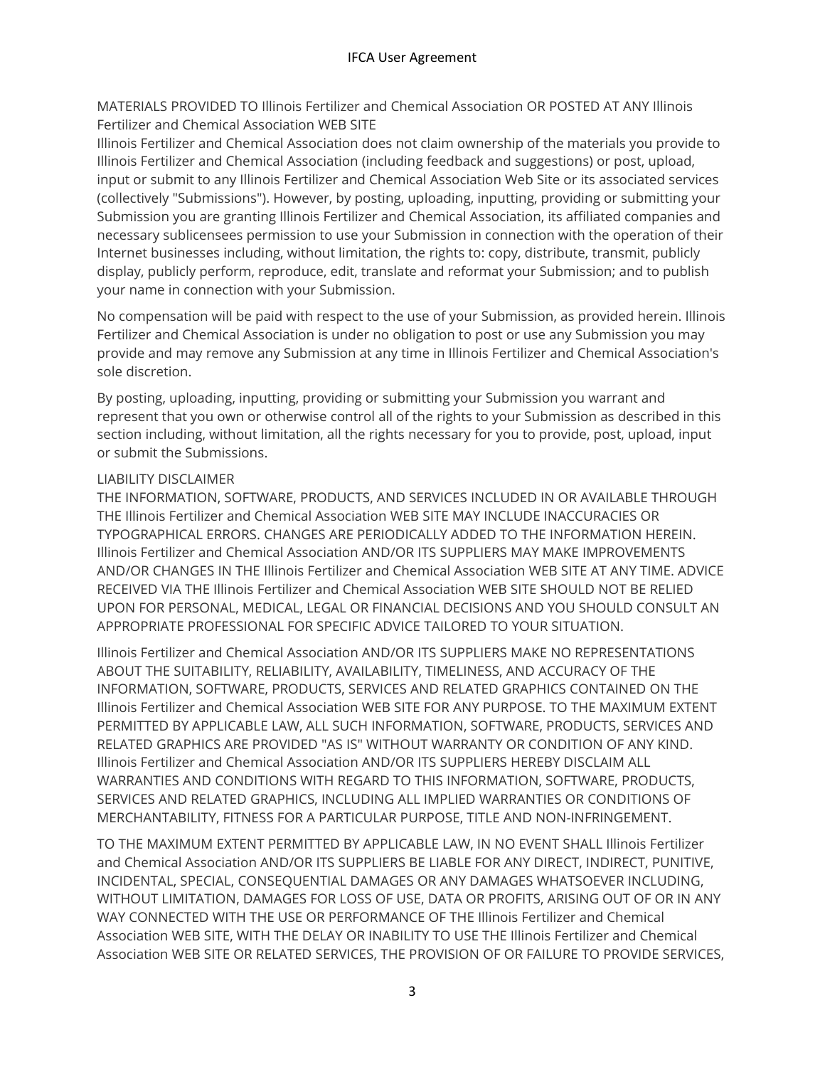## MATERIALS PROVIDED TO Illinois Fertilizer and Chemical Association OR POSTED AT ANY Illinois Fertilizer and Chemical Association WEB SITE

Illinois Fertilizer and Chemical Association does not claim ownership of the materials you provide to Illinois Fertilizer and Chemical Association (including feedback and suggestions) or post, upload, input or submit to any Illinois Fertilizer and Chemical Association Web Site or its associated services (collectively "Submissions"). However, by posting, uploading, inputting, providing or submitting your Submission you are granting Illinois Fertilizer and Chemical Association, its affiliated companies and necessary sublicensees permission to use your Submission in connection with the operation of their Internet businesses including, without limitation, the rights to: copy, distribute, transmit, publicly display, publicly perform, reproduce, edit, translate and reformat your Submission; and to publish your name in connection with your Submission.

No compensation will be paid with respect to the use of your Submission, as provided herein. Illinois Fertilizer and Chemical Association is under no obligation to post or use any Submission you may provide and may remove any Submission at any time in Illinois Fertilizer and Chemical Association's sole discretion.

By posting, uploading, inputting, providing or submitting your Submission you warrant and represent that you own or otherwise control all of the rights to your Submission as described in this section including, without limitation, all the rights necessary for you to provide, post, upload, input or submit the Submissions.

## LIABILITY DISCLAIMER

THE INFORMATION, SOFTWARE, PRODUCTS, AND SERVICES INCLUDED IN OR AVAILABLE THROUGH THE Illinois Fertilizer and Chemical Association WEB SITE MAY INCLUDE INACCURACIES OR TYPOGRAPHICAL ERRORS. CHANGES ARE PERIODICALLY ADDED TO THE INFORMATION HEREIN. Illinois Fertilizer and Chemical Association AND/OR ITS SUPPLIERS MAY MAKE IMPROVEMENTS AND/OR CHANGES IN THE Illinois Fertilizer and Chemical Association WEB SITE AT ANY TIME. ADVICE RECEIVED VIA THE Illinois Fertilizer and Chemical Association WEB SITE SHOULD NOT BE RELIED UPON FOR PERSONAL, MEDICAL, LEGAL OR FINANCIAL DECISIONS AND YOU SHOULD CONSULT AN APPROPRIATE PROFESSIONAL FOR SPECIFIC ADVICE TAILORED TO YOUR SITUATION.

Illinois Fertilizer and Chemical Association AND/OR ITS SUPPLIERS MAKE NO REPRESENTATIONS ABOUT THE SUITABILITY, RELIABILITY, AVAILABILITY, TIMELINESS, AND ACCURACY OF THE INFORMATION, SOFTWARE, PRODUCTS, SERVICES AND RELATED GRAPHICS CONTAINED ON THE Illinois Fertilizer and Chemical Association WEB SITE FOR ANY PURPOSE. TO THE MAXIMUM EXTENT PERMITTED BY APPLICABLE LAW, ALL SUCH INFORMATION, SOFTWARE, PRODUCTS, SERVICES AND RELATED GRAPHICS ARE PROVIDED "AS IS" WITHOUT WARRANTY OR CONDITION OF ANY KIND. Illinois Fertilizer and Chemical Association AND/OR ITS SUPPLIERS HEREBY DISCLAIM ALL WARRANTIES AND CONDITIONS WITH REGARD TO THIS INFORMATION, SOFTWARE, PRODUCTS, SERVICES AND RELATED GRAPHICS, INCLUDING ALL IMPLIED WARRANTIES OR CONDITIONS OF MERCHANTABILITY, FITNESS FOR A PARTICULAR PURPOSE, TITLE AND NON-INFRINGEMENT.

TO THE MAXIMUM EXTENT PERMITTED BY APPLICABLE LAW, IN NO EVENT SHALL Illinois Fertilizer and Chemical Association AND/OR ITS SUPPLIERS BE LIABLE FOR ANY DIRECT, INDIRECT, PUNITIVE, INCIDENTAL, SPECIAL, CONSEQUENTIAL DAMAGES OR ANY DAMAGES WHATSOEVER INCLUDING, WITHOUT LIMITATION, DAMAGES FOR LOSS OF USE, DATA OR PROFITS, ARISING OUT OF OR IN ANY WAY CONNECTED WITH THE USE OR PERFORMANCE OF THE Illinois Fertilizer and Chemical Association WEB SITE, WITH THE DELAY OR INABILITY TO USE THE Illinois Fertilizer and Chemical Association WEB SITE OR RELATED SERVICES, THE PROVISION OF OR FAILURE TO PROVIDE SERVICES,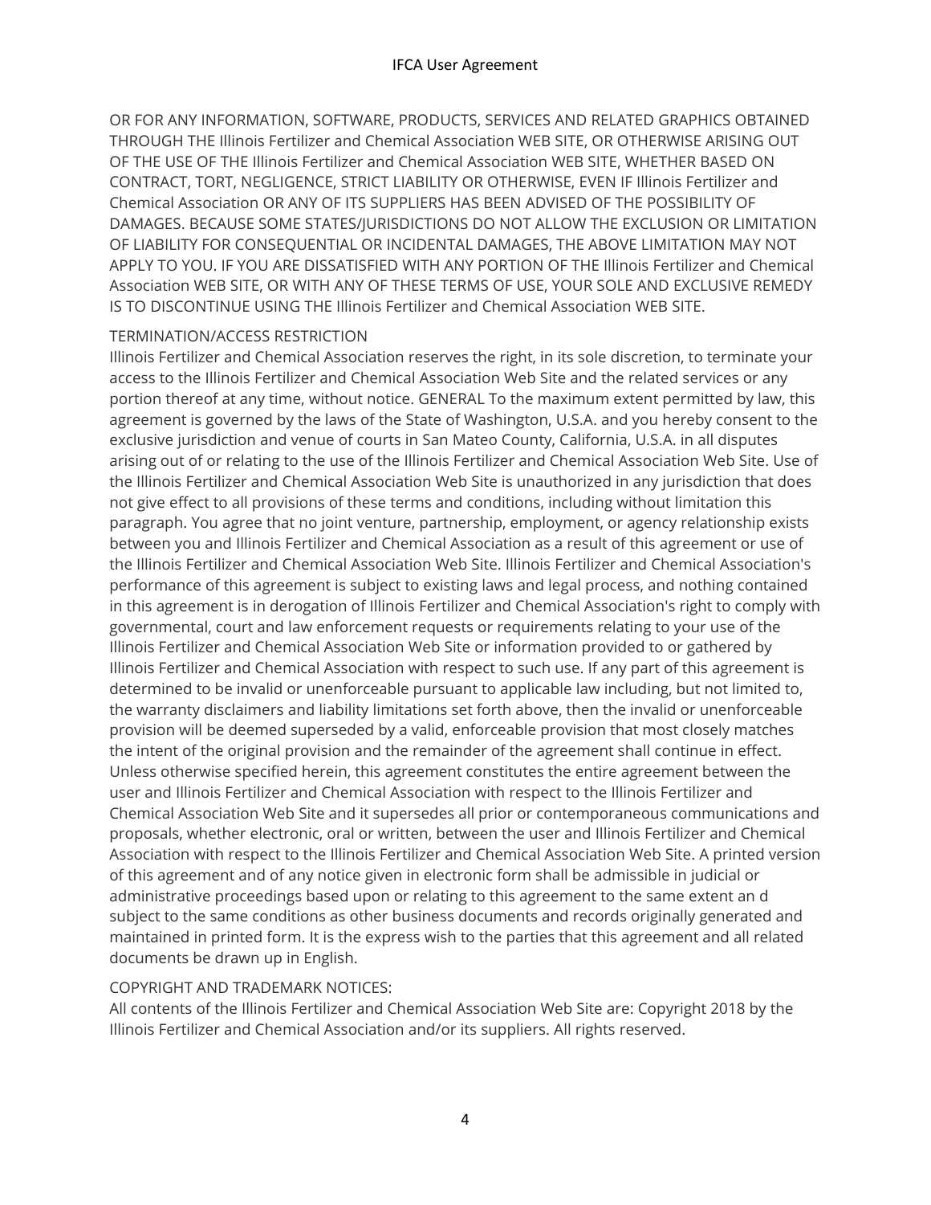OR FOR ANY INFORMATION, SOFTWARE, PRODUCTS, SERVICES AND RELATED GRAPHICS OBTAINED THROUGH THE Illinois Fertilizer and Chemical Association WEB SITE, OR OTHERWISE ARISING OUT OF THE USE OF THE Illinois Fertilizer and Chemical Association WEB SITE, WHETHER BASED ON CONTRACT, TORT, NEGLIGENCE, STRICT LIABILITY OR OTHERWISE, EVEN IF Illinois Fertilizer and Chemical Association OR ANY OF ITS SUPPLIERS HAS BEEN ADVISED OF THE POSSIBILITY OF DAMAGES. BECAUSE SOME STATES/JURISDICTIONS DO NOT ALLOW THE EXCLUSION OR LIMITATION OF LIABILITY FOR CONSEQUENTIAL OR INCIDENTAL DAMAGES, THE ABOVE LIMITATION MAY NOT APPLY TO YOU. IF YOU ARE DISSATISFIED WITH ANY PORTION OF THE Illinois Fertilizer and Chemical Association WEB SITE, OR WITH ANY OF THESE TERMS OF USE, YOUR SOLE AND EXCLUSIVE REMEDY IS TO DISCONTINUE USING THE Illinois Fertilizer and Chemical Association WEB SITE.

TERMINATION/ACCESS RESTRICTION

Illinois Fertilizer and Chemical Association reserves the right, in its sole discretion, to terminate your access to the Illinois Fertilizer and Chemical Association Web Site and the related services or any portion thereof at any time, without notice. GENERAL To the maximum extent permitted by law, this agreement is governed by the laws of the State of Washington, U.S.A. and you hereby consent to the exclusive jurisdiction and venue of courts in San Mateo County, California, U.S.A. in all disputes arising out of or relating to the use of the Illinois Fertilizer and Chemical Association Web Site. Use of the Illinois Fertilizer and Chemical Association Web Site is unauthorized in any jurisdiction that does not give effect to all provisions of these terms and conditions, including without limitation this paragraph. You agree that no joint venture, partnership, employment, or agency relationship exists between you and Illinois Fertilizer and Chemical Association as a result of this agreement or use of the Illinois Fertilizer and Chemical Association Web Site. Illinois Fertilizer and Chemical Association's performance of this agreement is subject to existing laws and legal process, and nothing contained in this agreement is in derogation of Illinois Fertilizer and Chemical Association's right to comply with governmental, court and law enforcement requests or requirements relating to your use of the Illinois Fertilizer and Chemical Association Web Site or information provided to or gathered by Illinois Fertilizer and Chemical Association with respect to such use. If any part of this agreement is determined to be invalid or unenforceable pursuant to applicable law including, but not limited to, the warranty disclaimers and liability limitations set forth above, then the invalid or unenforceable provision will be deemed superseded by a valid, enforceable provision that most closely matches the intent of the original provision and the remainder of the agreement shall continue in effect. Unless otherwise specified herein, this agreement constitutes the entire agreement between the user and Illinois Fertilizer and Chemical Association with respect to the Illinois Fertilizer and Chemical Association Web Site and it supersedes all prior or contemporaneous communications and proposals, whether electronic, oral or written, between the user and Illinois Fertilizer and Chemical Association with respect to the Illinois Fertilizer and Chemical Association Web Site. A printed version of this agreement and of any notice given in electronic form shall be admissible in judicial or administrative proceedings based upon or relating to this agreement to the same extent an d subject to the same conditions as other business documents and records originally generated and maintained in printed form. It is the express wish to the parties that this agreement and all related documents be drawn up in English.

COPYRIGHT AND TRADEMARK NOTICES:

All contents of the Illinois Fertilizer and Chemical Association Web Site are: Copyright 2018 by the Illinois Fertilizer and Chemical Association and/or its suppliers. All rights reserved.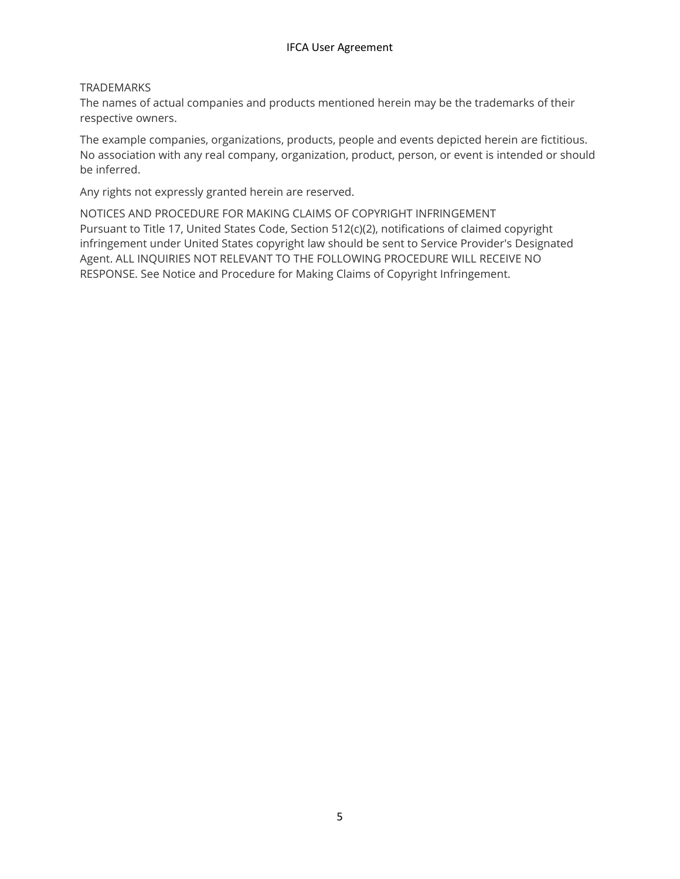TRADEMARKS
The names of actual companies and products mentioned herein may be the trademarks of their respective owners.

The example companies, organizations, products, people and events depicted herein are fictitious. No association with any real company, organization, product, person, or event is intended or should be inferred.

Any rights not expressly granted herein are reserved.

NOTICES AND PROCEDURE FOR MAKING CLAIMS OF COPYRIGHT INFRINGEMENT
Pursuant to Title 17, United States Code, Section 512(c)(2), notifications of claimed copyright infringement under United States copyright law should be sent to Service Provider's Designated Agent. ALL INQUIRIES NOT RELEVANT TO THE FOLLOWING PROCEDURE WILL RECEIVE NO RESPONSE. See Notice and Procedure for Making Claims of Copyright Infringement.